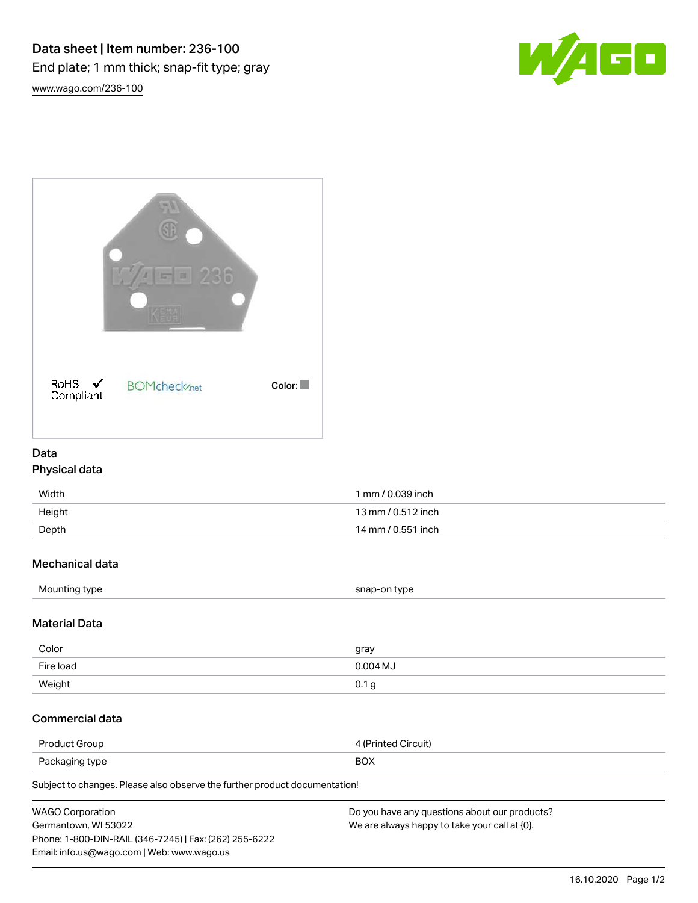# Data sheet | Item number: 236-100

End plate; 1 mm thick; snap-fit type; gray

www.wago.com/236-100

RoHS ✓ Compliant

BOMcheck.net

Color:

## Data

### Physical data

| | |
|---|---|
| Width | 1 mm / 0.039 inch |
| Height | 13 mm / 0.512 inch |
| Depth | 14 mm / 0.551 inch |

### Mechanical data

| | |
|---|---|
| Mounting type | snap-on type |

### Material Data

| | |
|---|---|
| Color | gray |
| Fire load | 0.004 MJ |
| Weight | 0.1 g |

### Commercial data

| | |
|---|---|
| Product Group | 4 (Printed Circuit) |
| Packaging type | BOX |

Subject to changes. Please also observe the further product documentation!

WAGO Corporation
Germantown, WI 53022
Phone: 1-800-DIN-RAIL (346-7245) | Fax: (262) 255-6222
Email: info.us@wago.com | Web: www.wago.us

Do you have any questions about our products?
We are always happy to take your call at {0}.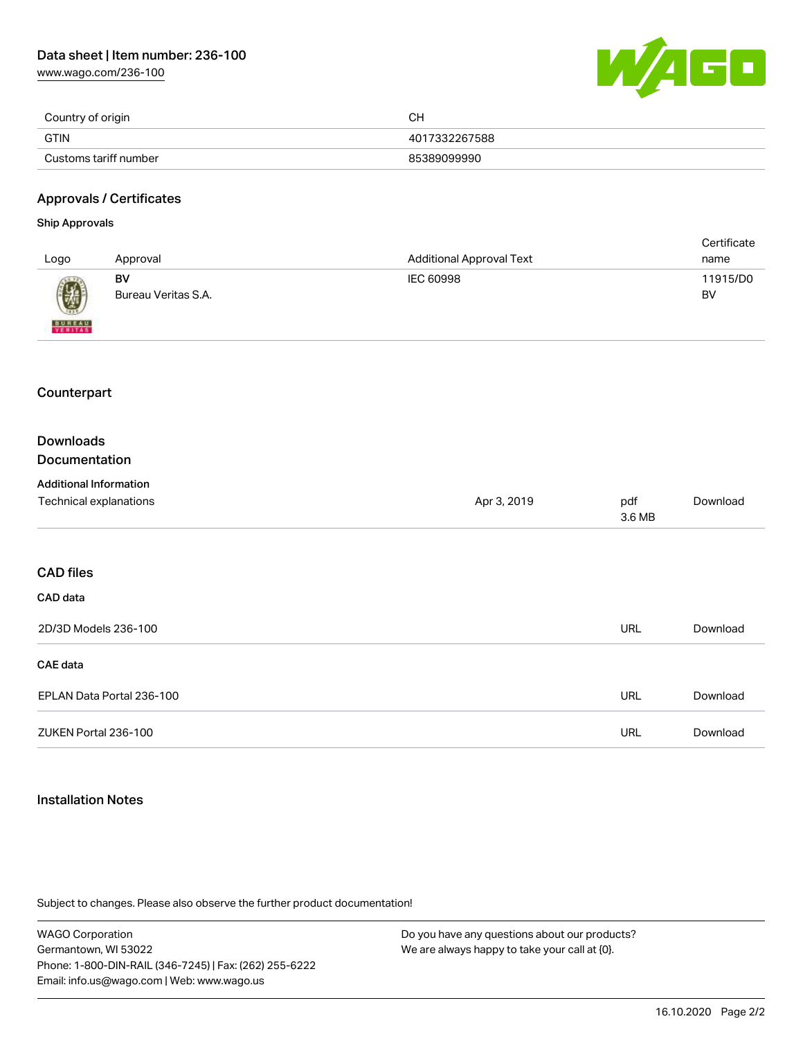| | |
|---|---|
| Country of origin | CH |
| GTIN | 4017332267588 |
| Customs tariff number | 85389099990 |

## Approvals / Certificates

### Ship Approvals

| Logo | Approval | Additional Approval Text | Certificate name |
|---|---|---|---|
| | **BV** Bureau Veritas S.A. | IEC 60998 | 11915/D0 BV |

## Counterpart

## Downloads

## Documentation

### Additional Information

| | | | |
|---|---|---|---|
| Technical explanations | Apr 3, 2019 | pdf 3.6 MB | Download |

## CAD files

### CAD data

| | | |
|---|---|---|
| 2D/3D Models 236-100 | URL | Download |

### CAE data

| | | |
|---|---|---|
| EPLAN Data Portal 236-100 | URL | Download |
| ZUKEN Portal 236-100 | URL | Download |

## Installation Notes

Subject to changes. Please also observe the further product documentation!

WAGO Corporation
Germantown, WI 53022
Phone: 1-800-DIN-RAIL (346-7245) | Fax: (262) 255-6222
Email: info.us@wago.com | Web: www.wago.us

Do you have any questions about our products?
We are always happy to take your call at {0}.